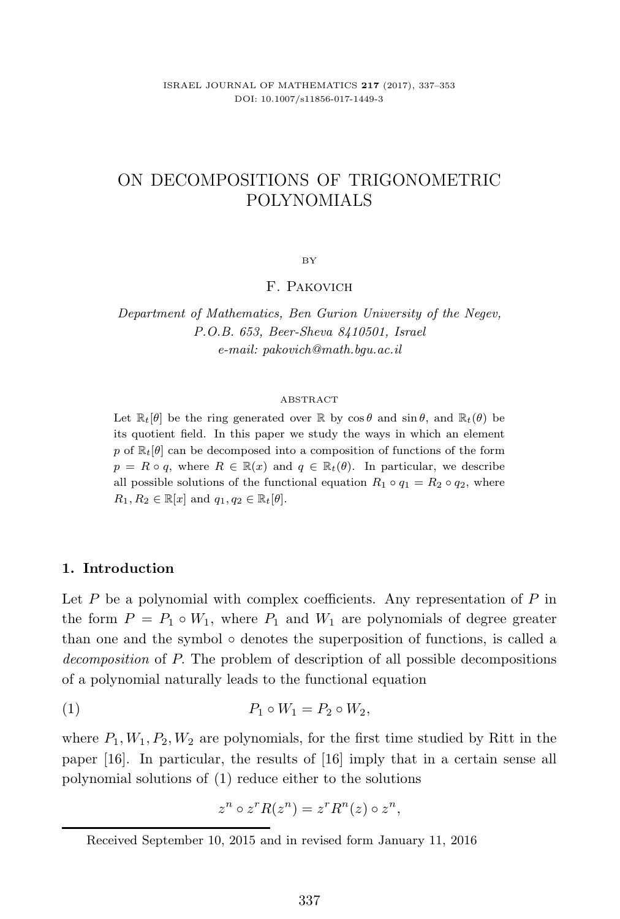# ON DECOMPOSITIONS OF TRIGONOMETRIC POLYNOMIALS

BY

F. Pakovich

*Department of Mathematics, Ben Gurion University of the Negev, P.O.B. 653, Beer-Sheva 8410501, Israel*
*e-mail: pakovich@math.bgu.ac.il*

ABSTRACT

Let $\mathbb{R}_t[\theta]$ be the ring generated over $\mathbb{R}$ by $\cos\theta$ and $\sin\theta$, and $\mathbb{R}_t(\theta)$ be its quotient field. In this paper we study the ways in which an element $p$ of $\mathbb{R}_t[\theta]$ can be decomposed into a composition of functions of the form $p = R \circ q$, where $R \in \mathbb{R}(x)$ and $q \in \mathbb{R}_t(\theta)$. In particular, we describe all possible solutions of the functional equation $R_1 \circ q_1 = R_2 \circ q_2$, where $R_1, R_2 \in \mathbb{R}[x]$ and $q_1, q_2 \in \mathbb{R}_t[\theta]$.

## 1. Introduction

Let $P$ be a polynomial with complex coefficients. Any representation of $P$ in the form $P = P_1 \circ W_1$, where $P_1$ and $W_1$ are polynomials of degree greater than one and the symbol $\circ$ denotes the superposition of functions, is called a *decomposition* of $P$. The problem of description of all possible decompositions of a polynomial naturally leads to the functional equation

$$P_1 \circ W_1 = P_2 \circ W_2, \tag{1}$$

where $P_1, W_1, P_2, W_2$ are polynomials, for the first time studied by Ritt in the paper [16]. In particular, the results of [16] imply that in a certain sense all polynomial solutions of (1) reduce either to the solutions

$$z^n \circ z^r R(z^n) = z^r R^n(z) \circ z^n,$$

Received September 10, 2015 and in revised form January 11, 2016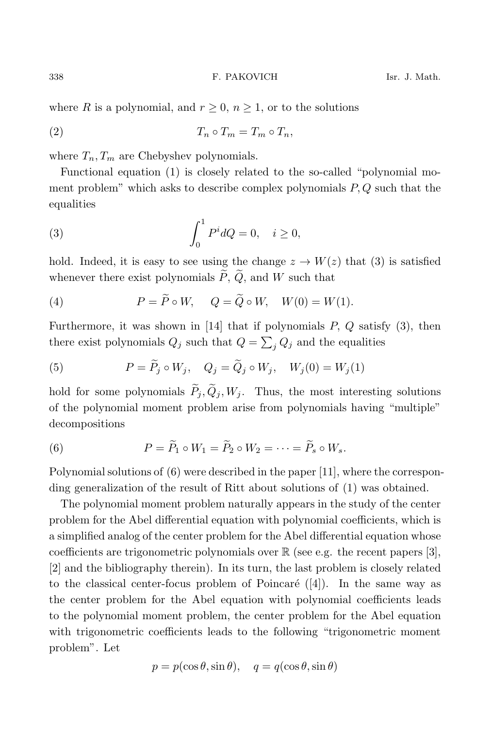where $R$ is a polynomial, and $r \geq 0$, $n \geq 1$, or to the solutions

$$T_n \circ T_m = T_m \circ T_n, \tag{2}$$

where $T_n, T_m$ are Chebyshev polynomials.

Functional equation (1) is closely related to the so-called "polynomial moment problem" which asks to describe complex polynomials $P, Q$ such that the equalities

$$\int_0^1 P^i dQ = 0, \quad i \geq 0, \tag{3}$$

hold. Indeed, it is easy to see using the change $z \to W(z)$ that (3) is satisfied whenever there exist polynomials $\widetilde{P}$, $\widetilde{Q}$, and $W$ such that

$$P = \widetilde{P} \circ W, \quad Q = \widetilde{Q} \circ W, \quad W(0) = W(1). \tag{4}$$

Furthermore, it was shown in [14] that if polynomials $P$, $Q$ satisfy (3), then there exist polynomials $Q_j$ such that $Q = \sum_j Q_j$ and the equalities

$$P = \widetilde{P}_j \circ W_j, \quad Q_j = \widetilde{Q}_j \circ W_j, \quad W_j(0) = W_j(1) \tag{5}$$

hold for some polynomials $\widetilde{P}_j, \widetilde{Q}_j, W_j$. Thus, the most interesting solutions of the polynomial moment problem arise from polynomials having "multiple" decompositions

$$P = \widetilde{P}_1 \circ W_1 = \widetilde{P}_2 \circ W_2 = \cdots = \widetilde{P}_s \circ W_s. \tag{6}$$

Polynomial solutions of (6) were described in the paper [11], where the corresponding generalization of the result of Ritt about solutions of (1) was obtained.

The polynomial moment problem naturally appears in the study of the center problem for the Abel differential equation with polynomial coefficients, which is a simplified analog of the center problem for the Abel differential equation whose coefficients are trigonometric polynomials over $\mathbb{R}$ (see e.g. the recent papers [3], [2] and the bibliography therein). In its turn, the last problem is closely related to the classical center-focus problem of Poincaré ([4]). In the same way as the center problem for the Abel equation with polynomial coefficients leads to the polynomial moment problem, the center problem for the Abel equation with trigonometric coefficients leads to the following "trigonometric moment problem". Let

$$p = p(\cos\theta, \sin\theta), \quad q = q(\cos\theta, \sin\theta)$$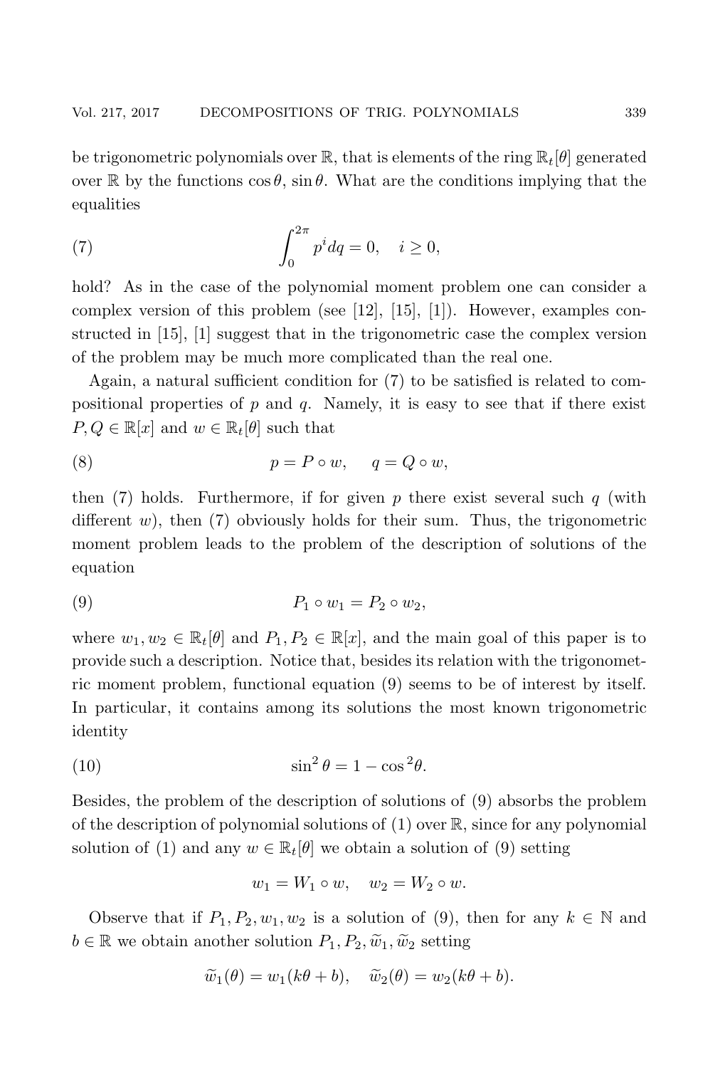be trigonometric polynomials over $\mathbb{R}$, that is elements of the ring $\mathbb{R}_t[\theta]$ generated over $\mathbb{R}$ by the functions $\cos\theta$, $\sin\theta$. What are the conditions implying that the equalities

$$\int_0^{2\pi} p^i dq = 0, \quad i \geq 0, \tag{7}$$

hold? As in the case of the polynomial moment problem one can consider a complex version of this problem (see [12], [15], [1]). However, examples constructed in [15], [1] suggest that in the trigonometric case the complex version of the problem may be much more complicated than the real one.

Again, a natural sufficient condition for (7) to be satisfied is related to compositional properties of $p$ and $q$. Namely, it is easy to see that if there exist $P, Q \in \mathbb{R}[x]$ and $w \in \mathbb{R}_t[\theta]$ such that

$$p = P \circ w, \qquad q = Q \circ w, \tag{8}$$

then (7) holds. Furthermore, if for given $p$ there exist several such $q$ (with different $w$), then (7) obviously holds for their sum. Thus, the trigonometric moment problem leads to the problem of the description of solutions of the equation

$$P_1 \circ w_1 = P_2 \circ w_2, \tag{9}$$

where $w_1, w_2 \in \mathbb{R}_t[\theta]$ and $P_1, P_2 \in \mathbb{R}[x]$, and the main goal of this paper is to provide such a description. Notice that, besides its relation with the trigonometric moment problem, functional equation (9) seems to be of interest by itself. In particular, it contains among its solutions the most known trigonometric identity

$$\sin^2\theta = 1 - \cos^2\theta. \tag{10}$$

Besides, the problem of the description of solutions of (9) absorbs the problem of the description of polynomial solutions of (1) over $\mathbb{R}$, since for any polynomial solution of (1) and any $w \in \mathbb{R}_t[\theta]$ we obtain a solution of (9) setting

$$w_1 = W_1 \circ w, \quad w_2 = W_2 \circ w.$$

Observe that if $P_1, P_2, w_1, w_2$ is a solution of (9), then for any $k \in \mathbb{N}$ and $b \in \mathbb{R}$ we obtain another solution $P_1, P_2, \widetilde{w}_1, \widetilde{w}_2$ setting

$$\widetilde{w}_1(\theta) = w_1(k\theta + b), \quad \widetilde{w}_2(\theta) = w_2(k\theta + b).$$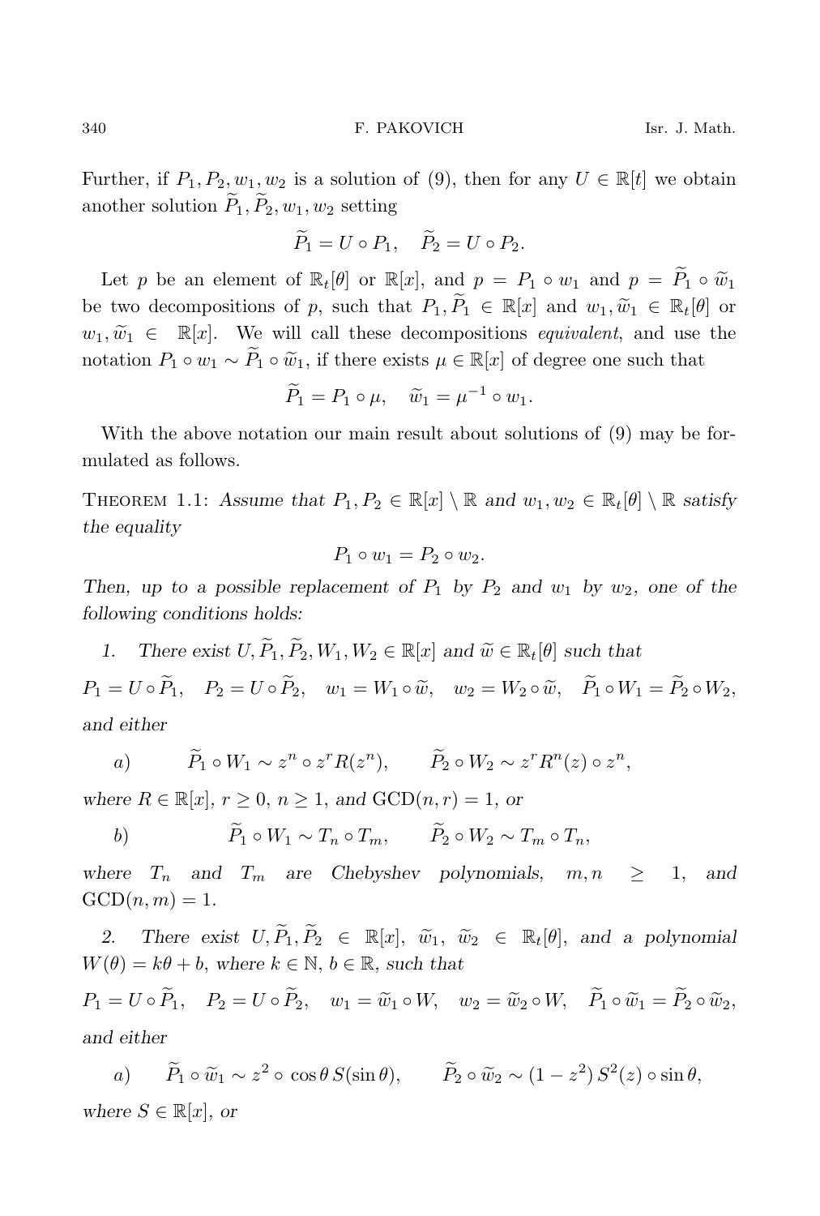Further, if $P_1, P_2, w_1, w_2$ is a solution of (9), then for any $U \in \mathbb{R}[t]$ we obtain another solution $\widetilde{P}_1, \widetilde{P}_2, w_1, w_2$ setting

$$\widetilde{P}_1 = U \circ P_1, \quad \widetilde{P}_2 = U \circ P_2.$$

Let $p$ be an element of $\mathbb{R}_t[\theta]$ or $\mathbb{R}[x]$, and $p = P_1 \circ w_1$ and $p = \widetilde{P}_1 \circ \widetilde{w}_1$ be two decompositions of $p$, such that $P_1, \widetilde{P}_1 \in \mathbb{R}[x]$ and $w_1, \widetilde{w}_1 \in \mathbb{R}_t[\theta]$ or $w_1, \widetilde{w}_1 \in \mathbb{R}[x]$. We will call these decompositions *equivalent*, and use the notation $P_1 \circ w_1 \sim \widetilde{P}_1 \circ \widetilde{w}_1$, if there exists $\mu \in \mathbb{R}[x]$ of degree one such that

$$\widetilde{P}_1 = P_1 \circ \mu, \quad \widetilde{w}_1 = \mu^{-1} \circ w_1.$$

With the above notation our main result about solutions of (9) may be formulated as follows.

Theorem 1.1: *Assume that $P_1, P_2 \in \mathbb{R}[x] \setminus \mathbb{R}$ and $w_1, w_2 \in \mathbb{R}_t[\theta] \setminus \mathbb{R}$ satisfy the equality*

$$P_1 \circ w_1 = P_2 \circ w_2.$$

*Then, up to a possible replacement of $P_1$ by $P_2$ and $w_1$ by $w_2$, one of the following conditions holds:*

1. *There exist $U, \widetilde{P}_1, \widetilde{P}_2, W_1, W_2 \in \mathbb{R}[x]$ and $\widetilde{w} \in \mathbb{R}_t[\theta]$ such that*

$$P_1 = U \circ \widetilde{P}_1, \quad P_2 = U \circ \widetilde{P}_2, \quad w_1 = W_1 \circ \widetilde{w}, \quad w_2 = W_2 \circ \widetilde{w}, \quad \widetilde{P}_1 \circ W_1 = \widetilde{P}_2 \circ W_2,$$

*and either*

$$a) \qquad \widetilde{P}_1 \circ W_1 \sim z^n \circ z^r R(z^n), \qquad \widetilde{P}_2 \circ W_2 \sim z^r R^n(z) \circ z^n,$$

*where $R \in \mathbb{R}[x]$, $r \geq 0$, $n \geq 1$, and $\mathrm{GCD}(n, r) = 1$, or*

$$b) \qquad \widetilde{P}_1 \circ W_1 \sim T_n \circ T_m, \qquad \widetilde{P}_2 \circ W_2 \sim T_m \circ T_n,$$

*where $T_n$ and $T_m$ are Chebyshev polynomials, $m, n \geq 1$, and $\mathrm{GCD}(n, m) = 1$.*

2. *There exist $U, \widetilde{P}_1, \widetilde{P}_2 \in \mathbb{R}[x]$, $\widetilde{w}_1$, $\widetilde{w}_2 \in \mathbb{R}_t[\theta]$, and a polynomial $W(\theta) = k\theta + b$, where $k \in \mathbb{N}$, $b \in \mathbb{R}$, such that*

$$P_1 = U \circ \widetilde{P}_1, \quad P_2 = U \circ \widetilde{P}_2, \quad w_1 = \widetilde{w}_1 \circ W, \quad w_2 = \widetilde{w}_2 \circ W, \quad \widetilde{P}_1 \circ \widetilde{w}_1 = \widetilde{P}_2 \circ \widetilde{w}_2,$$

*and either*

$$a) \qquad \widetilde{P}_1 \circ \widetilde{w}_1 \sim z^2 \circ \cos\theta \, S(\sin\theta), \qquad \widetilde{P}_2 \circ \widetilde{w}_2 \sim (1 - z^2)\, S^2(z) \circ \sin\theta,$$

*where $S \in \mathbb{R}[x]$, or*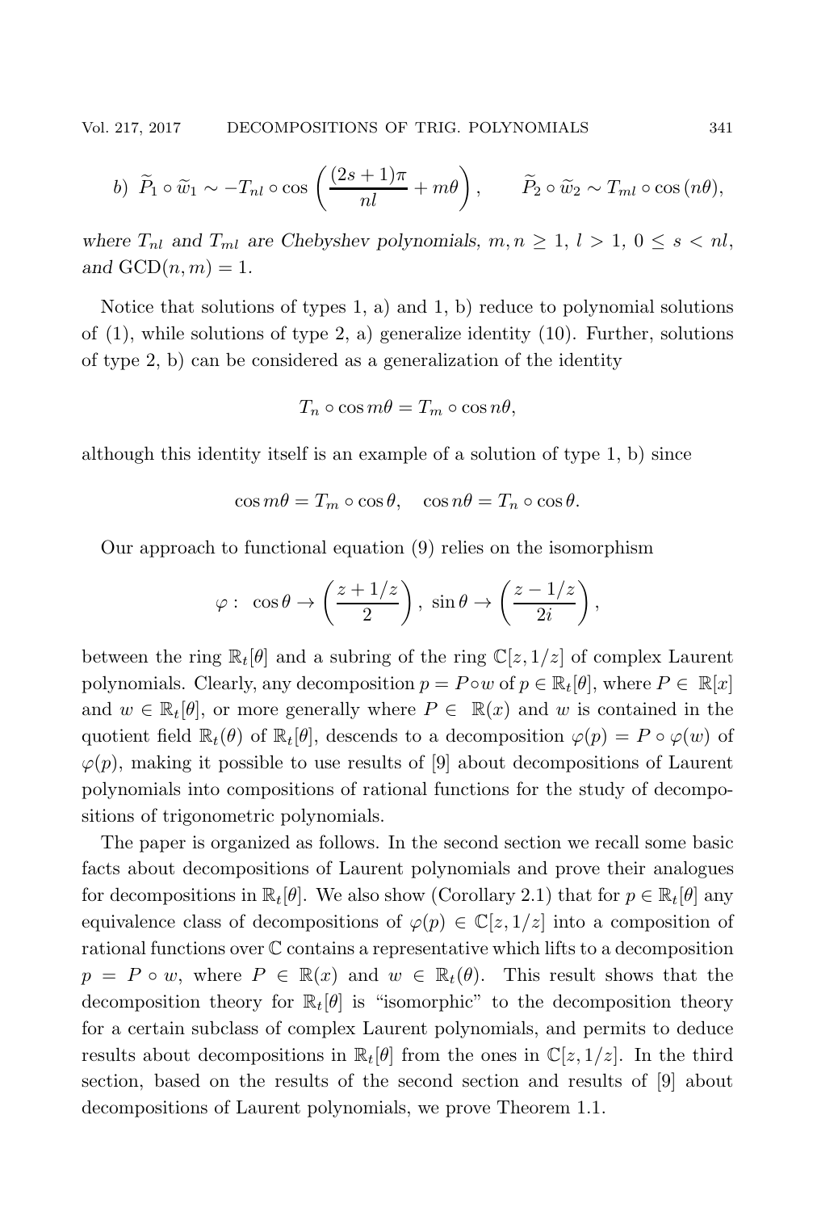*b)* $\widetilde{P}_1 \circ \widetilde{w}_1 \sim -T_{nl} \circ \cos\left(\frac{(2s+1)\pi}{nl} + m\theta\right), \qquad \widetilde{P}_2 \circ \widetilde{w}_2 \sim T_{ml} \circ \cos(n\theta),$

*where $T_{nl}$ and $T_{ml}$ are Chebyshev polynomials, $m, n \geq 1$, $l > 1$, $0 \leq s < nl$, and $\mathrm{GCD}(n, m) = 1$.*

Notice that solutions of types 1, a) and 1, b) reduce to polynomial solutions of (1), while solutions of type 2, a) generalize identity (10). Further, solutions of type 2, b) can be considered as a generalization of the identity

$$T_n \circ \cos m\theta = T_m \circ \cos n\theta,$$

although this identity itself is an example of a solution of type 1, b) since

$$\cos m\theta = T_m \circ \cos\theta, \quad \cos n\theta = T_n \circ \cos\theta.$$

Our approach to functional equation (9) relies on the isomorphism

$$\varphi : \ \cos\theta \to \left(\frac{z + 1/z}{2}\right), \ \sin\theta \to \left(\frac{z - 1/z}{2i}\right),$$

between the ring $\mathbb{R}_t[\theta]$ and a subring of the ring $\mathbb{C}[z, 1/z]$ of complex Laurent polynomials. Clearly, any decomposition $p = P \circ w$ of $p \in \mathbb{R}_t[\theta]$, where $P \in \mathbb{R}[x]$ and $w \in \mathbb{R}_t[\theta]$, or more generally where $P \in \mathbb{R}(x)$ and $w$ is contained in the quotient field $\mathbb{R}_t(\theta)$ of $\mathbb{R}_t[\theta]$, descends to a decomposition $\varphi(p) = P \circ \varphi(w)$ of $\varphi(p)$, making it possible to use results of [9] about decompositions of Laurent polynomials into compositions of rational functions for the study of decompositions of trigonometric polynomials.

The paper is organized as follows. In the second section we recall some basic facts about decompositions of Laurent polynomials and prove their analogues for decompositions in $\mathbb{R}_t[\theta]$. We also show (Corollary 2.1) that for $p \in \mathbb{R}_t[\theta]$ any equivalence class of decompositions of $\varphi(p) \in \mathbb{C}[z, 1/z]$ into a composition of rational functions over $\mathbb{C}$ contains a representative which lifts to a decomposition $p = P \circ w$, where $P \in \mathbb{R}(x)$ and $w \in \mathbb{R}_t(\theta)$. This result shows that the decomposition theory for $\mathbb{R}_t[\theta]$ is "isomorphic" to the decomposition theory for a certain subclass of complex Laurent polynomials, and permits to deduce results about decompositions in $\mathbb{R}_t[\theta]$ from the ones in $\mathbb{C}[z, 1/z]$. In the third section, based on the results of the second section and results of [9] about decompositions of Laurent polynomials, we prove Theorem 1.1.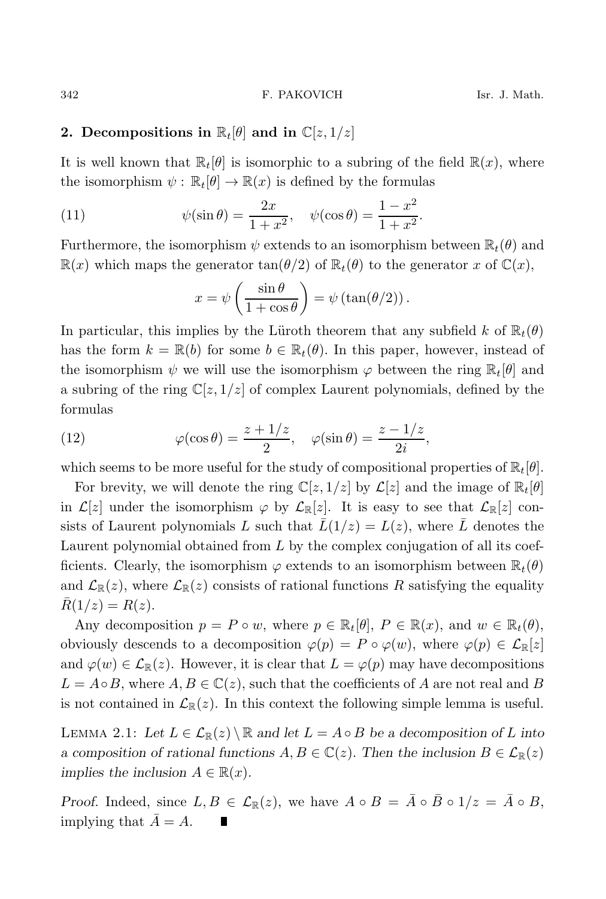## 2. Decompositions in $\mathbb{R}_t[\theta]$ and in $\mathbb{C}[z, 1/z]$

It is well known that $\mathbb{R}_t[\theta]$ is isomorphic to a subring of the field $\mathbb{R}(x)$, where the isomorphism $\psi : \mathbb{R}_t[\theta] \to \mathbb{R}(x)$ is defined by the formulas

$$\psi(\sin\theta) = \frac{2x}{1+x^2}, \quad \psi(\cos\theta) = \frac{1-x^2}{1+x^2}. \tag{11}$$

Furthermore, the isomorphism $\psi$ extends to an isomorphism between $\mathbb{R}_t(\theta)$ and $\mathbb{R}(x)$ which maps the generator $\tan(\theta/2)$ of $\mathbb{R}_t(\theta)$ to the generator $x$ of $\mathbb{C}(x)$,

$$x = \psi\left(\frac{\sin\theta}{1+\cos\theta}\right) = \psi\left(\tan(\theta/2)\right).$$

In particular, this implies by the Lüroth theorem that any subfield $k$ of $\mathbb{R}_t(\theta)$ has the form $k = \mathbb{R}(b)$ for some $b \in \mathbb{R}_t(\theta)$. In this paper, however, instead of the isomorphism $\psi$ we will use the isomorphism $\varphi$ between the ring $\mathbb{R}_t[\theta]$ and a subring of the ring $\mathbb{C}[z, 1/z]$ of complex Laurent polynomials, defined by the formulas

$$\varphi(\cos\theta) = \frac{z + 1/z}{2}, \quad \varphi(\sin\theta) = \frac{z - 1/z}{2i}, \tag{12}$$

which seems to be more useful for the study of compositional properties of $\mathbb{R}_t[\theta]$.

For brevity, we will denote the ring $\mathbb{C}[z, 1/z]$ by $\mathcal{L}[z]$ and the image of $\mathbb{R}_t[\theta]$ in $\mathcal{L}[z]$ under the isomorphism $\varphi$ by $\mathcal{L}_{\mathbb{R}}[z]$. It is easy to see that $\mathcal{L}_{\mathbb{R}}[z]$ consists of Laurent polynomials $L$ such that $\bar{L}(1/z) = L(z)$, where $\bar{L}$ denotes the Laurent polynomial obtained from $L$ by the complex conjugation of all its coefficients. Clearly, the isomorphism $\varphi$ extends to an isomorphism between $\mathbb{R}_t(\theta)$ and $\mathcal{L}_{\mathbb{R}}(z)$, where $\mathcal{L}_{\mathbb{R}}(z)$ consists of rational functions $R$ satisfying the equality $\bar{R}(1/z) = R(z)$.

Any decomposition $p = P \circ w$, where $p \in \mathbb{R}_t[\theta]$, $P \in \mathbb{R}(x)$, and $w \in \mathbb{R}_t(\theta)$, obviously descends to a decomposition $\varphi(p) = P \circ \varphi(w)$, where $\varphi(p) \in \mathcal{L}_{\mathbb{R}}[z]$ and $\varphi(w) \in \mathcal{L}_{\mathbb{R}}(z)$. However, it is clear that $L = \varphi(p)$ may have decompositions $L = A \circ B$, where $A, B \in \mathbb{C}(z)$, such that the coefficients of $A$ are not real and $B$ is not contained in $\mathcal{L}_{\mathbb{R}}(z)$. In this context the following simple lemma is useful.

Lemma 2.1: *Let $L \in \mathcal{L}_{\mathbb{R}}(z) \setminus \mathbb{R}$ and let $L = A \circ B$ be a decomposition of $L$ into a composition of rational functions $A, B \in \mathbb{C}(z)$. Then the inclusion $B \in \mathcal{L}_{\mathbb{R}}(z)$ implies the inclusion $A \in \mathbb{R}(x)$.*

*Proof.* Indeed, since $L, B \in \mathcal{L}_{\mathbb{R}}(z)$, we have $A \circ B = \bar{A} \circ \bar{B} \circ 1/z = \bar{A} \circ B$, implying that $\bar{A} = A$. ∎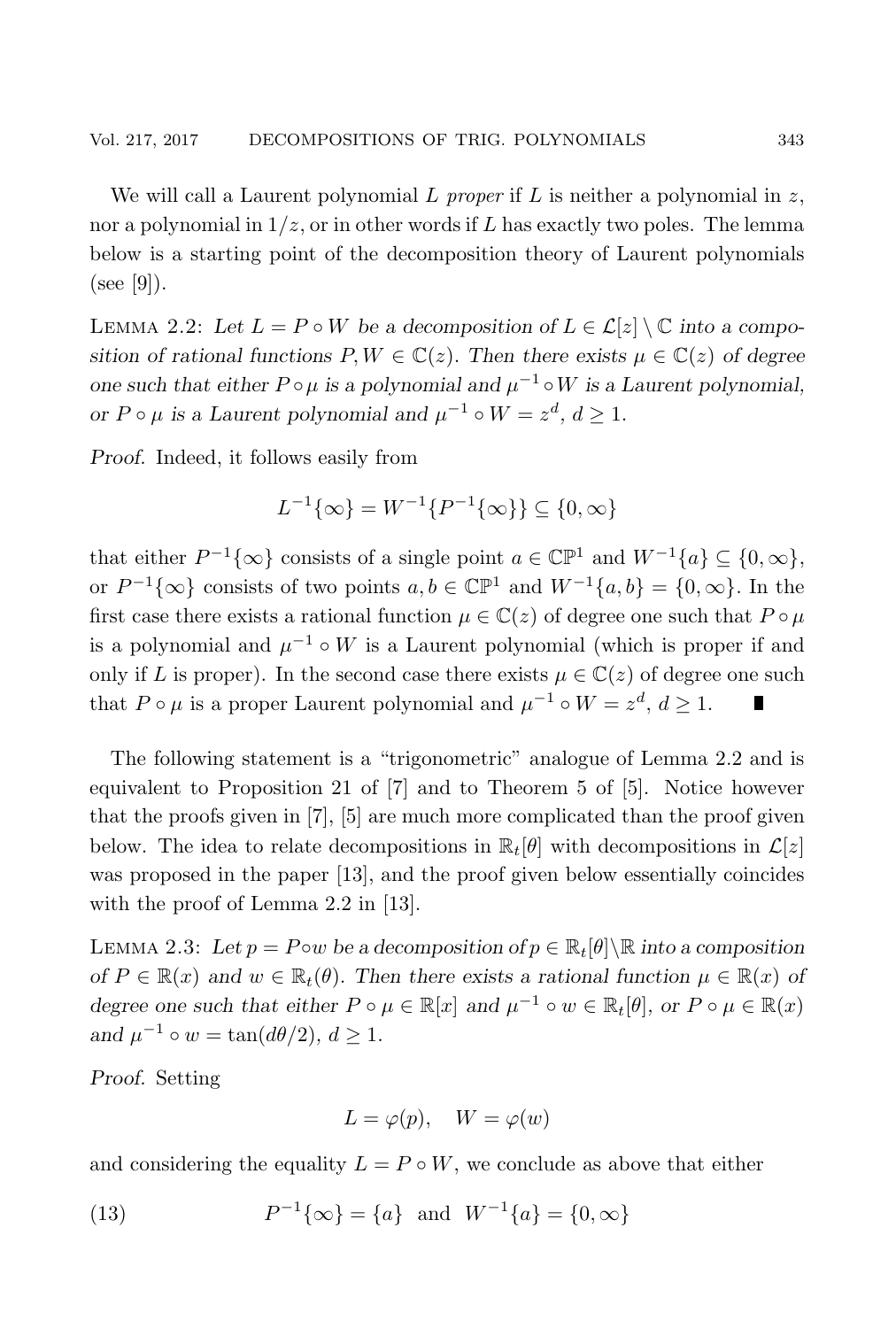We will call a Laurent polynomial $L$ *proper* if $L$ is neither a polynomial in $z$, nor a polynomial in $1/z$, or in other words if $L$ has exactly two poles. The lemma below is a starting point of the decomposition theory of Laurent polynomials (see [9]).

Lemma 2.2: *Let $L = P \circ W$ be a decomposition of $L \in \mathcal{L}[z] \setminus \mathbb{C}$ into a composition of rational functions $P, W \in \mathbb{C}(z)$. Then there exists $\mu \in \mathbb{C}(z)$ of degree one such that either $P \circ \mu$ is a polynomial and $\mu^{-1} \circ W$ is a Laurent polynomial, or $P \circ \mu$ is a Laurent polynomial and $\mu^{-1} \circ W = z^d$, $d \geq 1$.*

*Proof.* Indeed, it follows easily from

$$L^{-1}\{\infty\} = W^{-1}\{P^{-1}\{\infty\}\} \subseteq \{0, \infty\}$$

that either $P^{-1}\{\infty\}$ consists of a single point $a \in \mathbb{CP}^1$ and $W^{-1}\{a\} \subseteq \{0, \infty\}$, or $P^{-1}\{\infty\}$ consists of two points $a, b \in \mathbb{CP}^1$ and $W^{-1}\{a, b\} = \{0, \infty\}$. In the first case there exists a rational function $\mu \in \mathbb{C}(z)$ of degree one such that $P \circ \mu$ is a polynomial and $\mu^{-1} \circ W$ is a Laurent polynomial (which is proper if and only if $L$ is proper). In the second case there exists $\mu \in \mathbb{C}(z)$ of degree one such that $P \circ \mu$ is a proper Laurent polynomial and $\mu^{-1} \circ W = z^d$, $d \geq 1$. ∎

The following statement is a "trigonometric" analogue of Lemma 2.2 and is equivalent to Proposition 21 of [7] and to Theorem 5 of [5]. Notice however that the proofs given in [7], [5] are much more complicated than the proof given below. The idea to relate decompositions in $\mathbb{R}_t[\theta]$ with decompositions in $\mathcal{L}[z]$ was proposed in the paper [13], and the proof given below essentially coincides with the proof of Lemma 2.2 in [13].

Lemma 2.3: *Let $p = P \circ w$ be a decomposition of $p \in \mathbb{R}_t[\theta] \setminus \mathbb{R}$ into a composition of $P \in \mathbb{R}(x)$ and $w \in \mathbb{R}_t(\theta)$. Then there exists a rational function $\mu \in \mathbb{R}(x)$ of degree one such that either $P \circ \mu \in \mathbb{R}[x]$ and $\mu^{-1} \circ w \in \mathbb{R}_t[\theta]$, or $P \circ \mu \in \mathbb{R}(x)$ and $\mu^{-1} \circ w = \tan(d\theta/2)$, $d \geq 1$.*

*Proof.* Setting

$$L = \varphi(p), \quad W = \varphi(w)$$

and considering the equality $L = P \circ W$, we conclude as above that either

$$P^{-1}\{\infty\} = \{a\} \text{ and } W^{-1}\{a\} = \{0, \infty\} \tag{13}$$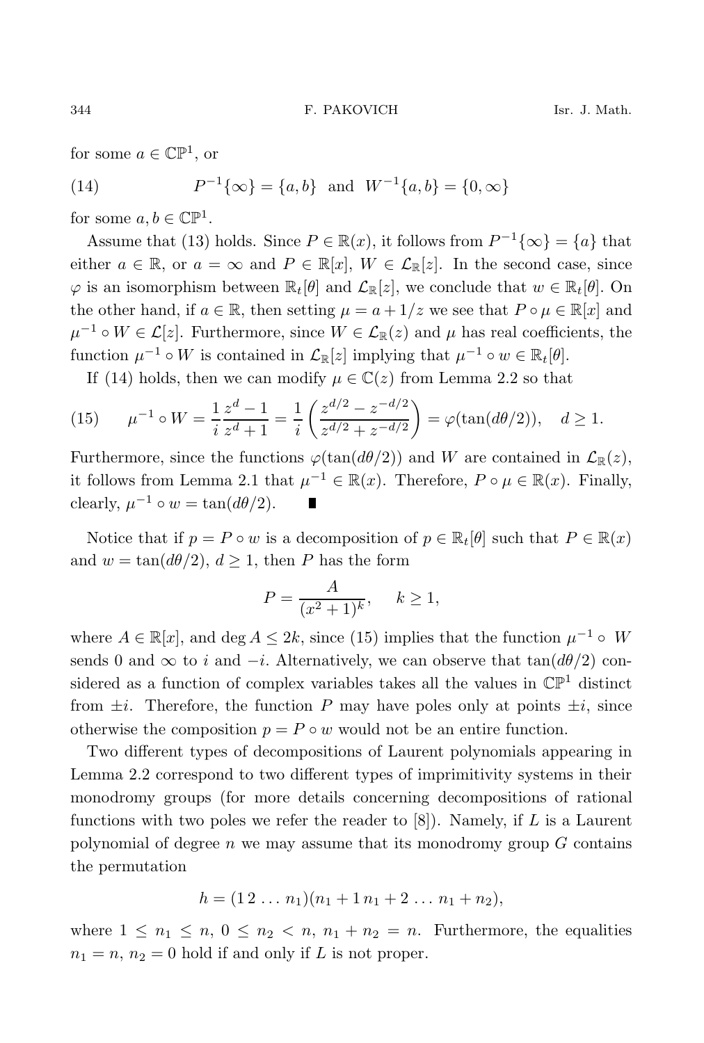for some $a \in \mathbb{CP}^1$, or

$$P^{-1}\{\infty\} = \{a, b\} \quad \text{and} \quad W^{-1}\{a, b\} = \{0, \infty\} \tag{14}$$

for some $a, b \in \mathbb{CP}^1$.

Assume that (13) holds. Since $P \in \mathbb{R}(x)$, it follows from $P^{-1}\{\infty\} = \{a\}$ that either $a \in \mathbb{R}$, or $a = \infty$ and $P \in \mathbb{R}[x]$, $W \in \mathcal{L}_{\mathbb{R}}[z]$. In the second case, since $\varphi$ is an isomorphism between $\mathbb{R}_t[\theta]$ and $\mathcal{L}_{\mathbb{R}}[z]$, we conclude that $w \in \mathbb{R}_t[\theta]$. On the other hand, if $a \in \mathbb{R}$, then setting $\mu = a + 1/z$ we see that $P \circ \mu \in \mathbb{R}[x]$ and $\mu^{-1} \circ W \in \mathcal{L}[z]$. Furthermore, since $W \in \mathcal{L}_{\mathbb{R}}(z)$ and $\mu$ has real coefficients, the function $\mu^{-1} \circ W$ is contained in $\mathcal{L}_{\mathbb{R}}[z]$ implying that $\mu^{-1} \circ w \in \mathbb{R}_t[\theta]$.

If (14) holds, then we can modify $\mu \in \mathbb{C}(z)$ from Lemma 2.2 so that

$$\mu^{-1} \circ W = \frac{1}{i}\frac{z^d - 1}{z^d + 1} = \frac{1}{i}\left(\frac{z^{d/2} - z^{-d/2}}{z^{d/2} + z^{-d/2}}\right) = \varphi(\tan(d\theta/2)), \quad d \geq 1. \tag{15}$$

Furthermore, since the functions $\varphi(\tan(d\theta/2))$ and $W$ are contained in $\mathcal{L}_{\mathbb{R}}(z)$, it follows from Lemma 2.1 that $\mu^{-1} \in \mathbb{R}(x)$. Therefore, $P \circ \mu \in \mathbb{R}(x)$. Finally, clearly, $\mu^{-1} \circ w = \tan(d\theta/2)$. ∎

Notice that if $p = P \circ w$ is a decomposition of $p \in \mathbb{R}_t[\theta]$ such that $P \in \mathbb{R}(x)$ and $w = \tan(d\theta/2)$, $d \geq 1$, then $P$ has the form

$$P = \frac{A}{(x^2+1)^k}, \qquad k \geq 1,$$

where $A \in \mathbb{R}[x]$, and $\deg A \leq 2k$, since (15) implies that the function $\mu^{-1} \circ W$ sends 0 and $\infty$ to $i$ and $-i$. Alternatively, we can observe that $\tan(d\theta/2)$ considered as a function of complex variables takes all the values in $\mathbb{CP}^1$ distinct from $\pm i$. Therefore, the function $P$ may have poles only at points $\pm i$, since otherwise the composition $p = P \circ w$ would not be an entire function.

Two different types of decompositions of Laurent polynomials appearing in Lemma 2.2 correspond to two different types of imprimitivity systems in their monodromy groups (for more details concerning decompositions of rational functions with two poles we refer the reader to [8]). Namely, if $L$ is a Laurent polynomial of degree $n$ we may assume that its monodromy group $G$ contains the permutation

$$h = (1\,2\,\dots\,n_1)(n_1+1\,n_1+2\,\dots\,n_1+n_2),$$

where $1 \leq n_1 \leq n$, $0 \leq n_2 < n$, $n_1 + n_2 = n$. Furthermore, the equalities $n_1 = n$, $n_2 = 0$ hold if and only if $L$ is not proper.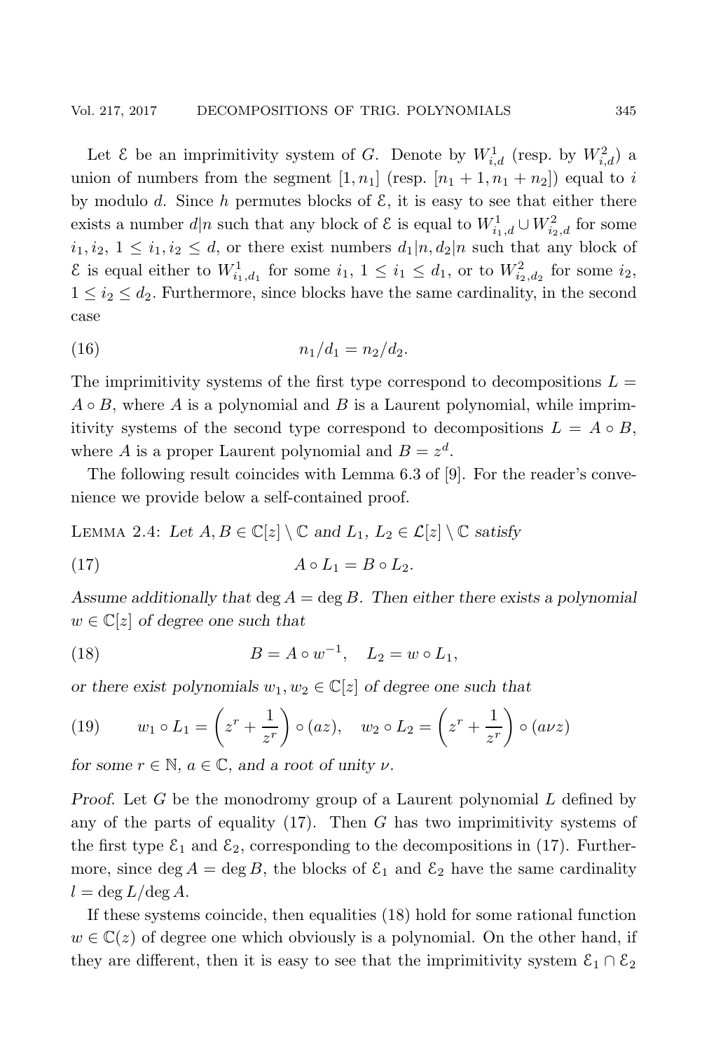Let $\mathcal{E}$ be an imprimitivity system of $G$. Denote by $W^1_{i,d}$ (resp. by $W^2_{i,d}$) a union of numbers from the segment $[1, n_1]$ (resp. $[n_1+1, n_1+n_2]$) equal to $i$ by modulo $d$. Since $h$ permutes blocks of $\mathcal{E}$, it is easy to see that either there exists a number $d|n$ such that any block of $\mathcal{E}$ is equal to $W^1_{i_1,d} \cup W^2_{i_2,d}$ for some $i_1, i_2$, $1 \leq i_1, i_2 \leq d$, or there exist numbers $d_1|n, d_2|n$ such that any block of $\mathcal{E}$ is equal either to $W^1_{i_1,d_1}$ for some $i_1$, $1 \leq i_1 \leq d_1$, or to $W^2_{i_2,d_2}$ for some $i_2$, $1 \leq i_2 \leq d_2$. Furthermore, since blocks have the same cardinality, in the second case

$$n_1/d_1 = n_2/d_2. \tag{16}$$

The imprimitivity systems of the first type correspond to decompositions $L = A \circ B$, where $A$ is a polynomial and $B$ is a Laurent polynomial, while imprimitivity systems of the second type correspond to decompositions $L = A \circ B$, where $A$ is a proper Laurent polynomial and $B = z^d$.

The following result coincides with Lemma 6.3 of [9]. For the reader's convenience we provide below a self-contained proof.

Lemma 2.4: *Let $A, B \in \mathbb{C}[z] \setminus \mathbb{C}$ and $L_1$, $L_2 \in \mathcal{L}[z] \setminus \mathbb{C}$ satisfy*

$$A \circ L_1 = B \circ L_2. \tag{17}$$

*Assume additionally that $\deg A = \deg B$. Then either there exists a polynomial $w \in \mathbb{C}[z]$ of degree one such that*

$$B = A \circ w^{-1}, \quad L_2 = w \circ L_1, \tag{18}$$

*or there exist polynomials $w_1, w_2 \in \mathbb{C}[z]$ of degree one such that*

$$w_1 \circ L_1 = \left(z^r + \frac{1}{z^r}\right) \circ (az), \quad w_2 \circ L_2 = \left(z^r + \frac{1}{z^r}\right) \circ (a\nu z) \tag{19}$$

*for some $r \in \mathbb{N}$, $a \in \mathbb{C}$, and a root of unity $\nu$.*

*Proof.* Let $G$ be the monodromy group of a Laurent polynomial $L$ defined by any of the parts of equality (17). Then $G$ has two imprimitivity systems of the first type $\mathcal{E}_1$ and $\mathcal{E}_2$, corresponding to the decompositions in (17). Furthermore, since $\deg A = \deg B$, the blocks of $\mathcal{E}_1$ and $\mathcal{E}_2$ have the same cardinality $l = \deg L / \deg A$.

If these systems coincide, then equalities (18) hold for some rational function $w \in \mathbb{C}(z)$ of degree one which obviously is a polynomial. On the other hand, if they are different, then it is easy to see that the imprimitivity system $\mathcal{E}_1 \cap \mathcal{E}_2$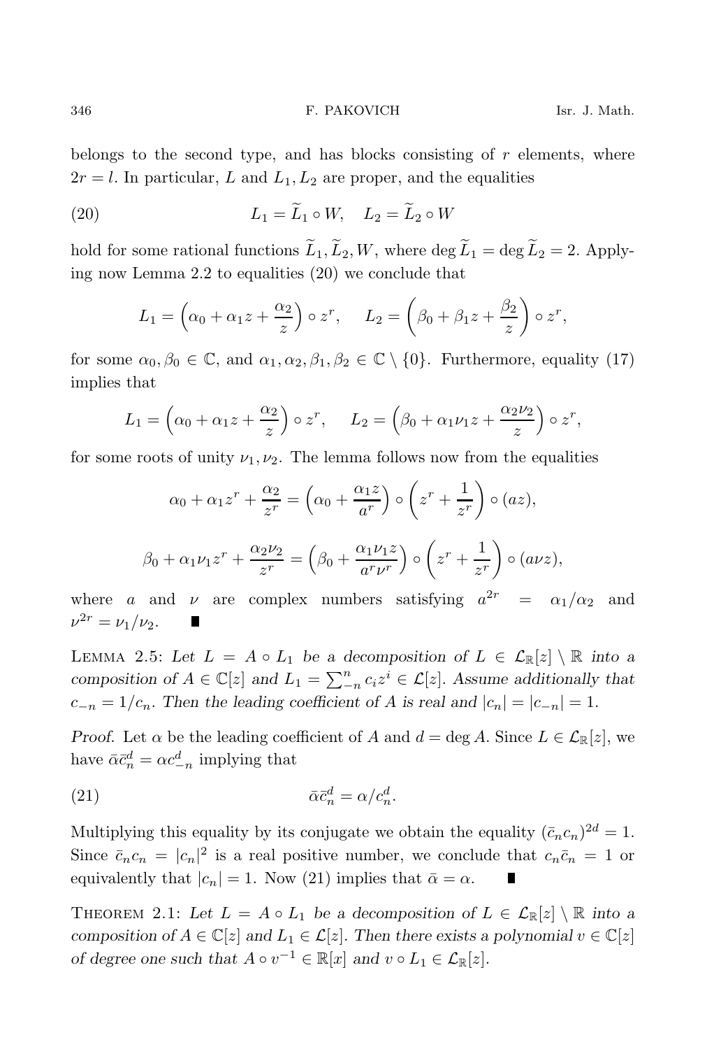belongs to the second type, and has blocks consisting of $r$ elements, where $2r = l$. In particular, $L$ and $L_1, L_2$ are proper, and the equalities

$$L_1 = \widetilde{L}_1 \circ W, \quad L_2 = \widetilde{L}_2 \circ W \tag{20}$$

hold for some rational functions $\widetilde{L}_1, \widetilde{L}_2, W$, where $\deg \widetilde{L}_1 = \deg \widetilde{L}_2 = 2$. Applying now Lemma 2.2 to equalities (20) we conclude that

$$L_1 = \left(\alpha_0 + \alpha_1 z + \frac{\alpha_2}{z}\right) \circ z^r, \quad L_2 = \left(\beta_0 + \beta_1 z + \frac{\beta_2}{z}\right) \circ z^r,$$

for some $\alpha_0, \beta_0 \in \mathbb{C}$, and $\alpha_1, \alpha_2, \beta_1, \beta_2 \in \mathbb{C} \setminus \{0\}$. Furthermore, equality (17) implies that

$$L_1 = \left(\alpha_0 + \alpha_1 z + \frac{\alpha_2}{z}\right) \circ z^r, \quad L_2 = \left(\beta_0 + \alpha_1 \nu_1 z + \frac{\alpha_2 \nu_2}{z}\right) \circ z^r,$$

for some roots of unity $\nu_1, \nu_2$. The lemma follows now from the equalities

$$\alpha_0 + \alpha_1 z^r + \frac{\alpha_2}{z^r} = \left(\alpha_0 + \frac{\alpha_1 z}{a^r}\right) \circ \left(z^r + \frac{1}{z^r}\right) \circ (az),$$

$$\beta_0 + \alpha_1 \nu_1 z^r + \frac{\alpha_2 \nu_2}{z^r} = \left(\beta_0 + \frac{\alpha_1 \nu_1 z}{a^r \nu^r}\right) \circ \left(z^r + \frac{1}{z^r}\right) \circ (a\nu z),$$

where $a$ and $\nu$ are complex numbers satisfying $a^{2r} = \alpha_1/\alpha_2$ and $\nu^{2r} = \nu_1/\nu_2$. ∎

Lemma 2.5: *Let $L = A \circ L_1$ be a decomposition of $L \in \mathcal{L}_{\mathbb{R}}[z] \setminus \mathbb{R}$ into a composition of $A \in \mathbb{C}[z]$ and $L_1 = \sum_{-n}^{n} c_i z^i \in \mathcal{L}[z]$. Assume additionally that $c_{-n} = 1/c_n$. Then the leading coefficient of $A$ is real and $|c_n| = |c_{-n}| = 1$.*

*Proof.* Let $\alpha$ be the leading coefficient of $A$ and $d = \deg A$. Since $L \in \mathcal{L}_{\mathbb{R}}[z]$, we have $\bar{\alpha}\bar{c}_n^d = \alpha c_{-n}^d$ implying that

$$\bar{\alpha}\bar{c}_n^d = \alpha / c_n^d. \tag{21}$$

Multiplying this equality by its conjugate we obtain the equality $(\bar{c}_n c_n)^{2d} = 1$. Since $\bar{c}_n c_n = |c_n|^2$ is a real positive number, we conclude that $c_n \bar{c}_n = 1$ or equivalently that $|c_n| = 1$. Now (21) implies that $\bar{\alpha} = \alpha$. ∎

Theorem 2.1: *Let $L = A \circ L_1$ be a decomposition of $L \in \mathcal{L}_{\mathbb{R}}[z] \setminus \mathbb{R}$ into a composition of $A \in \mathbb{C}[z]$ and $L_1 \in \mathcal{L}[z]$. Then there exists a polynomial $v \in \mathbb{C}[z]$ of degree one such that $A \circ v^{-1} \in \mathbb{R}[x]$ and $v \circ L_1 \in \mathcal{L}_{\mathbb{R}}[z]$.*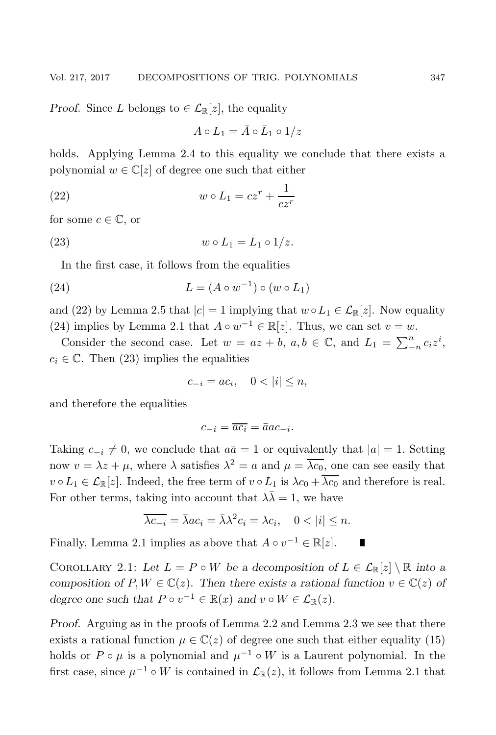*Proof.* Since $L$ belongs to $\in \mathcal{L}_{\mathbb{R}}[z]$, the equality

$$A \circ L_1 = \bar{A} \circ \bar{L}_1 \circ 1/z$$

holds. Applying Lemma 2.4 to this equality we conclude that there exists a polynomial $w \in \mathbb{C}[z]$ of degree one such that either

$$w \circ L_1 = cz^r + \frac{1}{cz^r} \tag{22}$$

for some $c \in \mathbb{C}$, or

$$w \circ L_1 = \bar{L}_1 \circ 1/z. \tag{23}$$

In the first case, it follows from the equalities

$$L = (A \circ w^{-1}) \circ (w \circ L_1) \tag{24}$$

and (22) by Lemma 2.5 that $|c| = 1$ implying that $w \circ L_1 \in \mathcal{L}_{\mathbb{R}}[z]$. Now equality (24) implies by Lemma 2.1 that $A \circ w^{-1} \in \mathbb{R}[z]$. Thus, we can set $v = w$.

Consider the second case. Let $w = az + b$, $a, b \in \mathbb{C}$, and $L_1 = \sum_{-n}^{n} c_i z^i$, $c_i \in \mathbb{C}$. Then (23) implies the equalities

$$\bar{c}_{-i} = ac_i, \quad 0 < |i| \leq n,$$

and therefore the equalities

$$c_{-i} = \overline{ac_i} = \bar{a}ac_{-i}.$$

Taking $c_{-i} \neq 0$, we conclude that $a\bar{a} = 1$ or equivalently that $|a| = 1$. Setting now $v = \lambda z + \mu$, where $\lambda$ satisfies $\lambda^2 = a$ and $\mu = \overline{\lambda c_0}$, one can see easily that $v \circ L_1 \in \mathcal{L}_{\mathbb{R}}[z]$. Indeed, the free term of $v \circ L_1$ is $\lambda c_0 + \overline{\lambda c_0}$ and therefore is real. For other terms, taking into account that $\lambda\bar{\lambda} = 1$, we have

$$\overline{\lambda c_{-i}} = \bar{\lambda} a c_i = \bar{\lambda}\lambda^2 c_i = \lambda c_i, \quad 0 < |i| \leq n.$$

Finally, Lemma 2.1 implies as above that $A \circ v^{-1} \in \mathbb{R}[z]$. ∎

Corollary 2.1: *Let $L = P \circ W$ be a decomposition of $L \in \mathcal{L}_{\mathbb{R}}[z] \setminus \mathbb{R}$ into a composition of $P, W \in \mathbb{C}(z)$. Then there exists a rational function $v \in \mathbb{C}(z)$ of degree one such that $P \circ v^{-1} \in \mathbb{R}(x)$ and $v \circ W \in \mathcal{L}_{\mathbb{R}}(z)$.*

*Proof.* Arguing as in the proofs of Lemma 2.2 and Lemma 2.3 we see that there exists a rational function $\mu \in \mathbb{C}(z)$ of degree one such that either equality (15) holds or $P \circ \mu$ is a polynomial and $\mu^{-1} \circ W$ is a Laurent polynomial. In the first case, since $\mu^{-1} \circ W$ is contained in $\mathcal{L}_{\mathbb{R}}(z)$, it follows from Lemma 2.1 that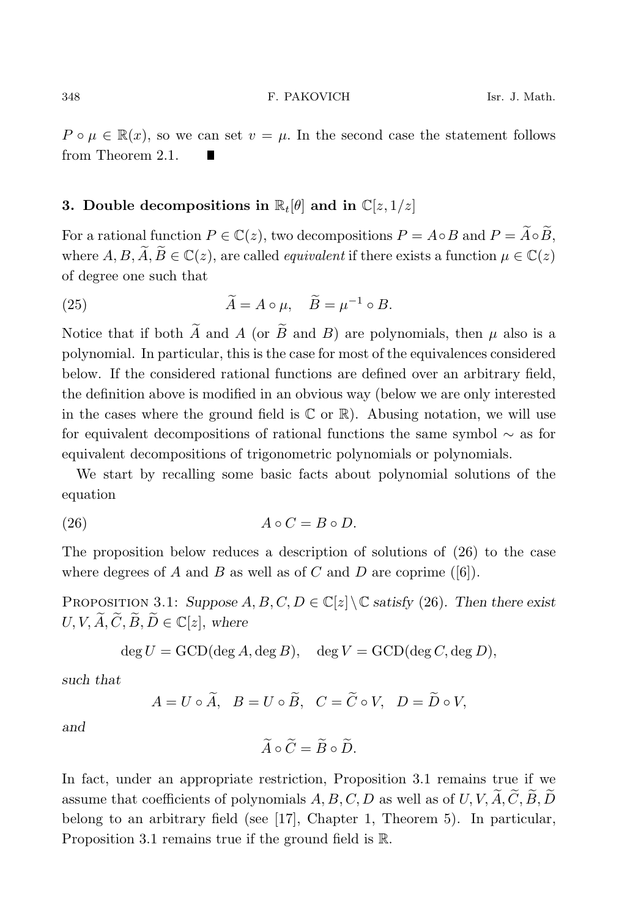$P \circ \mu \in \mathbb{R}(x)$, so we can set $v = \mu$. In the second case the statement follows from Theorem 2.1. ∎

## 3. Double decompositions in $\mathbb{R}_t[\theta]$ and in $\mathbb{C}[z, 1/z]$

For a rational function $P \in \mathbb{C}(z)$, two decompositions $P = A \circ B$ and $P = \widetilde{A} \circ \widetilde{B}$, where $A, B, \widetilde{A}, \widetilde{B} \in \mathbb{C}(z)$, are called *equivalent* if there exists a function $\mu \in \mathbb{C}(z)$ of degree one such that

$$\widetilde{A} = A \circ \mu, \quad \widetilde{B} = \mu^{-1} \circ B. \tag{25}$$

Notice that if both $\widetilde{A}$ and $A$ (or $\widetilde{B}$ and $B$) are polynomials, then $\mu$ also is a polynomial. In particular, this is the case for most of the equivalences considered below. If the considered rational functions are defined over an arbitrary field, the definition above is modified in an obvious way (below we are only interested in the cases where the ground field is $\mathbb{C}$ or $\mathbb{R}$). Abusing notation, we will use for equivalent decompositions of rational functions the same symbol $\sim$ as for equivalent decompositions of trigonometric polynomials or polynomials.

We start by recalling some basic facts about polynomial solutions of the equation

$$A \circ C = B \circ D. \tag{26}$$

The proposition below reduces a description of solutions of (26) to the case where degrees of $A$ and $B$ as well as of $C$ and $D$ are coprime ([6]).

Proposition 3.1: *Suppose $A, B, C, D \in \mathbb{C}[z] \setminus \mathbb{C}$ satisfy (26). Then there exist $U, V, \widetilde{A}, \widetilde{C}, \widetilde{B}, \widetilde{D} \in \mathbb{C}[z]$, where*

$$\deg U = \mathrm{GCD}(\deg A, \deg B), \quad \deg V = \mathrm{GCD}(\deg C, \deg D),$$

*such that*

$$A = U \circ \widetilde{A}, \quad B = U \circ \widetilde{B}, \quad C = \widetilde{C} \circ V, \quad D = \widetilde{D} \circ V,$$

*and*

$$\widetilde{A} \circ \widetilde{C} = \widetilde{B} \circ \widetilde{D}.$$

In fact, under an appropriate restriction, Proposition 3.1 remains true if we assume that coefficients of polynomials $A, B, C, D$ as well as of $U, V, \widetilde{A}, \widetilde{C}, \widetilde{B}, \widetilde{D}$ belong to an arbitrary field (see [17], Chapter 1, Theorem 5). In particular, Proposition 3.1 remains true if the ground field is $\mathbb{R}$.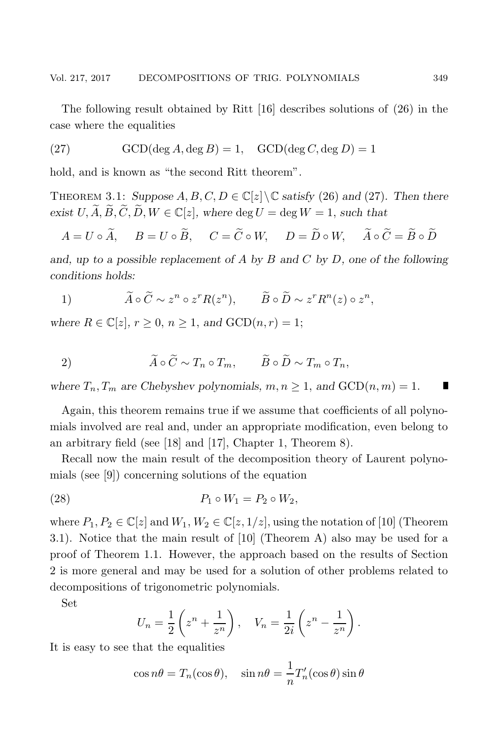The following result obtained by Ritt [16] describes solutions of (26) in the case where the equalities

$$\text{GCD}(\deg A, \deg B) = 1, \quad \text{GCD}(\deg C, \deg D) = 1 \tag{27}$$

hold, and is known as "the second Ritt theorem".

Theorem 3.1: *Suppose $A, B, C, D \in \mathbb{C}[z]\setminus\mathbb{C}$ satisfy (26) and (27). Then there exist $U, \widetilde{A}, \widetilde{B}, \widetilde{C}, \widetilde{D}, W \in \mathbb{C}[z]$, where $\deg U = \deg W = 1$, such that*

$$A = U \circ \widetilde{A}, \quad B = U \circ \widetilde{B}, \quad C = \widetilde{C} \circ W, \quad D = \widetilde{D} \circ W, \quad \widetilde{A} \circ \widetilde{C} = \widetilde{B} \circ \widetilde{D}$$

*and, up to a possible replacement of $A$ by $B$ and $C$ by $D$, one of the following conditions holds:*

1) $$\widetilde{A} \circ \widetilde{C} \sim z^n \circ z^r R(z^n), \qquad \widetilde{B} \circ \widetilde{D} \sim z^r R^n(z) \circ z^n,$$

*where $R \in \mathbb{C}[z]$, $r \geq 0$, $n \geq 1$, and $\text{GCD}(n, r) = 1$;*

2) $$\widetilde{A} \circ \widetilde{C} \sim T_n \circ T_m, \qquad \widetilde{B} \circ \widetilde{D} \sim T_m \circ T_n,$$

*where $T_n, T_m$ are Chebyshev polynomials, $m, n \geq 1$, and $\text{GCD}(n, m) = 1$.* ∎

Again, this theorem remains true if we assume that coefficients of all polynomials involved are real and, under an appropriate modification, even belong to an arbitrary field (see [18] and [17], Chapter 1, Theorem 8).

Recall now the main result of the decomposition theory of Laurent polynomials (see [9]) concerning solutions of the equation

$$P_1 \circ W_1 = P_2 \circ W_2, \tag{28}$$

where $P_1, P_2 \in \mathbb{C}[z]$ and $W_1, W_2 \in \mathbb{C}[z, 1/z]$, using the notation of [10] (Theorem 3.1). Notice that the main result of [10] (Theorem A) also may be used for a proof of Theorem 1.1. However, the approach based on the results of Section 2 is more general and may be used for a solution of other problems related to decompositions of trigonometric polynomials.

Set

$$U_n = \frac{1}{2}\left(z^n + \frac{1}{z^n}\right), \quad V_n = \frac{1}{2i}\left(z^n - \frac{1}{z^n}\right).$$

It is easy to see that the equalities

$$\cos n\theta = T_n(\cos\theta), \quad \sin n\theta = \frac{1}{n}T_n'(\cos\theta)\sin\theta$$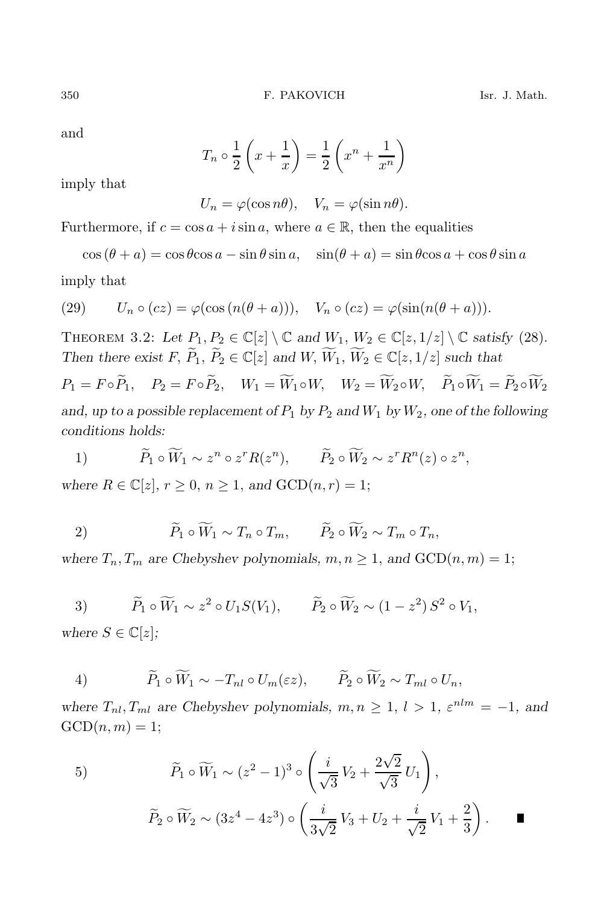and

$$T_n \circ \frac{1}{2}\left(x + \frac{1}{x}\right) = \frac{1}{2}\left(x^n + \frac{1}{x^n}\right)$$

imply that

$$U_n = \varphi(\cos n\theta), \quad V_n = \varphi(\sin n\theta).$$

Furthermore, if $c = \cos a + i \sin a$, where $a \in \mathbb{R}$, then the equalities

$$\cos(\theta + a) = \cos\theta\cos a - \sin\theta\sin a, \quad \sin(\theta + a) = \sin\theta\cos a + \cos\theta\sin a$$

imply that

$$U_n \circ (cz) = \varphi(\cos(n(\theta + a))), \quad V_n \circ (cz) = \varphi(\sin(n(\theta + a))). \tag{29}$$

Theorem 3.2: *Let $P_1, P_2 \in \mathbb{C}[z] \setminus \mathbb{C}$ and $W_1, W_2 \in \mathbb{C}[z, 1/z] \setminus \mathbb{C}$ satisfy (28). Then there exist $F$, $\widetilde{P}_1$, $\widetilde{P}_2 \in \mathbb{C}[z]$ and $W, \widetilde{W}_1, \widetilde{W}_2 \in \mathbb{C}[z, 1/z]$ such that*

$$P_1 = F \circ \widetilde{P}_1, \quad P_2 = F \circ \widetilde{P}_2, \quad W_1 = \widetilde{W}_1 \circ W, \quad W_2 = \widetilde{W}_2 \circ W, \quad \widetilde{P}_1 \circ \widetilde{W}_1 = \widetilde{P}_2 \circ \widetilde{W}_2$$

*and, up to a possible replacement of $P_1$ by $P_2$ and $W_1$ by $W_2$, one of the following conditions holds:*

1)
$$\widetilde{P}_1 \circ \widetilde{W}_1 \sim z^n \circ z^r R(z^n), \qquad \widetilde{P}_2 \circ \widetilde{W}_2 \sim z^r R^n(z) \circ z^n,$$

*where $R \in \mathbb{C}[z]$, $r \geq 0$, $n \geq 1$, and $\mathrm{GCD}(n, r) = 1$;*

2)
$$\widetilde{P}_1 \circ \widetilde{W}_1 \sim T_n \circ T_m, \qquad \widetilde{P}_2 \circ \widetilde{W}_2 \sim T_m \circ T_n,$$

*where $T_n, T_m$ are Chebyshev polynomials, $m, n \geq 1$, and $\mathrm{GCD}(n, m) = 1$;*

3)
$$\widetilde{P}_1 \circ \widetilde{W}_1 \sim z^2 \circ U_1 S(V_1), \qquad \widetilde{P}_2 \circ \widetilde{W}_2 \sim (1 - z^2)\, S^2 \circ V_1,$$

*where $S \in \mathbb{C}[z]$;*

4)
$$\widetilde{P}_1 \circ \widetilde{W}_1 \sim -T_{nl} \circ U_m(\varepsilon z), \qquad \widetilde{P}_2 \circ \widetilde{W}_2 \sim T_{ml} \circ U_n,$$

*where $T_{nl}, T_{ml}$ are Chebyshev polynomials, $m, n \geq 1$, $l > 1$, $\varepsilon^{nlm} = -1$, and $\mathrm{GCD}(n, m) = 1$;*

5)
$$\widetilde{P}_1 \circ \widetilde{W}_1 \sim (z^2 - 1)^3 \circ \left(\frac{i}{\sqrt{3}}\, V_2 + \frac{2\sqrt{2}}{\sqrt{3}}\, U_1\right),$$

$$\widetilde{P}_2 \circ \widetilde{W}_2 \sim (3z^4 - 4z^3) \circ \left(\frac{i}{3\sqrt{2}}\, V_3 + U_2 + \frac{i}{\sqrt{2}}\, V_1 + \frac{2}{3}\right). \qquad \blacksquare$$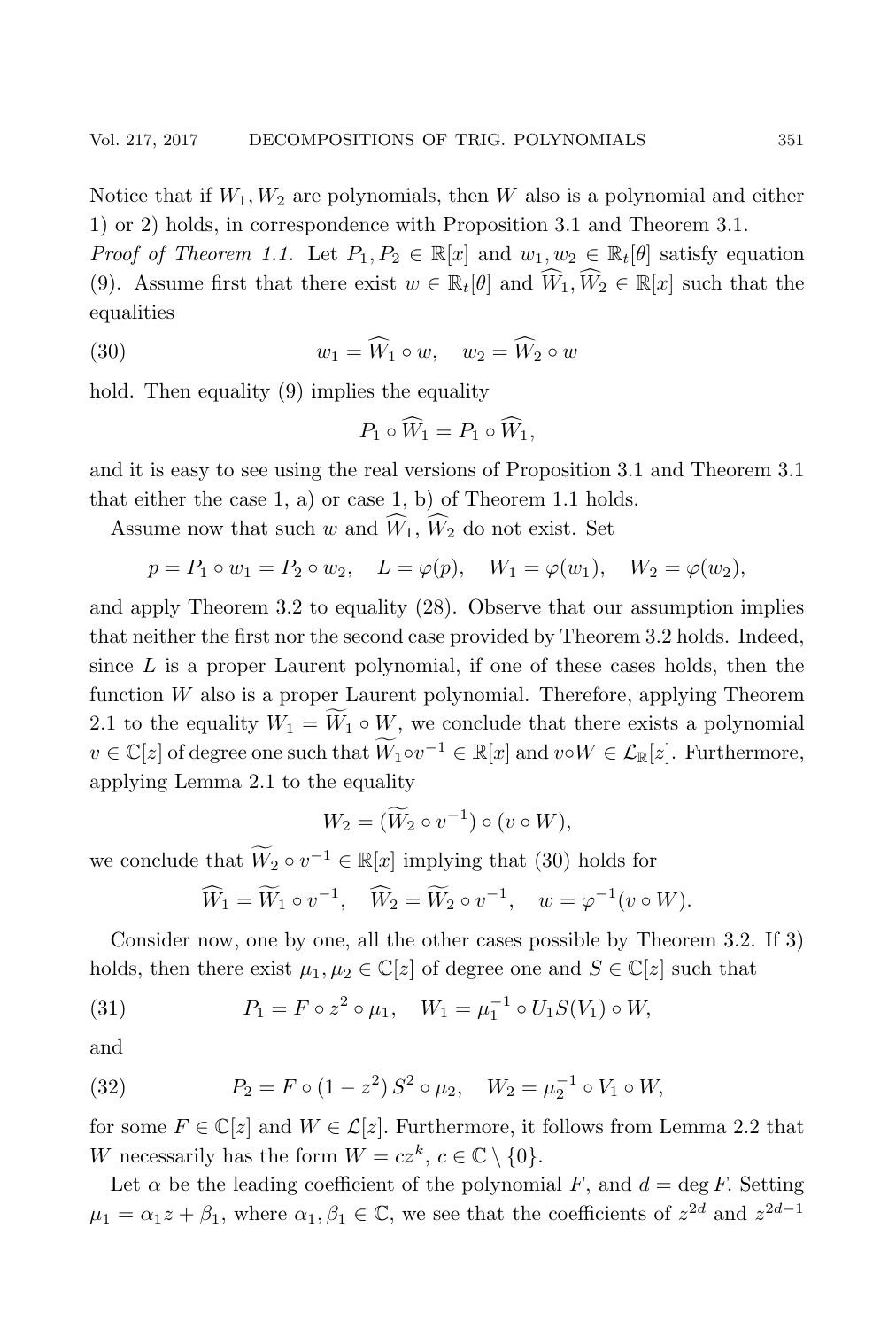Notice that if $W_1, W_2$ are polynomials, then $W$ also is a polynomial and either 1) or 2) holds, in correspondence with Proposition 3.1 and Theorem 3.1.

*Proof of Theorem 1.1.* Let $P_1, P_2 \in \mathbb{R}[x]$ and $w_1, w_2 \in \mathbb{R}_t[\theta]$ satisfy equation (9). Assume first that there exist $w \in \mathbb{R}_t[\theta]$ and $\widehat{W}_1, \widehat{W}_2 \in \mathbb{R}[x]$ such that the equalities

$$w_1 = \widehat{W}_1 \circ w, \quad w_2 = \widehat{W}_2 \circ w \tag{30}$$

hold. Then equality (9) implies the equality

$$P_1 \circ \widehat{W}_1 = P_1 \circ \widehat{W}_1,$$

and it is easy to see using the real versions of Proposition 3.1 and Theorem 3.1 that either the case 1, a) or case 1, b) of Theorem 1.1 holds.

Assume now that such $w$ and $\widehat{W}_1, \widehat{W}_2$ do not exist. Set

$$p = P_1 \circ w_1 = P_2 \circ w_2, \quad L = \varphi(p), \quad W_1 = \varphi(w_1), \quad W_2 = \varphi(w_2),$$

and apply Theorem 3.2 to equality (28). Observe that our assumption implies that neither the first nor the second case provided by Theorem 3.2 holds. Indeed, since $L$ is a proper Laurent polynomial, if one of these cases holds, then the function $W$ also is a proper Laurent polynomial. Therefore, applying Theorem 2.1 to the equality $W_1 = \widetilde{W}_1 \circ W$, we conclude that there exists a polynomial $v \in \mathbb{C}[z]$ of degree one such that $\widetilde{W}_1 \circ v^{-1} \in \mathbb{R}[x]$ and $v \circ W \in \mathcal{L}_{\mathbb{R}}[z]$. Furthermore, applying Lemma 2.1 to the equality

$$W_2 = (\widetilde{W}_2 \circ v^{-1}) \circ (v \circ W),$$

we conclude that $\widetilde{W}_2 \circ v^{-1} \in \mathbb{R}[x]$ implying that (30) holds for

$$\widehat{W}_1 = \widetilde{W}_1 \circ v^{-1}, \quad \widehat{W}_2 = \widetilde{W}_2 \circ v^{-1}, \quad w = \varphi^{-1}(v \circ W).$$

Consider now, one by one, all the other cases possible by Theorem 3.2. If 3) holds, then there exist $\mu_1, \mu_2 \in \mathbb{C}[z]$ of degree one and $S \in \mathbb{C}[z]$ such that

$$P_1 = F \circ z^2 \circ \mu_1, \quad W_1 = \mu_1^{-1} \circ U_1 S(V_1) \circ W, \tag{31}$$

and

$$P_2 = F \circ (1 - z^2)\, S^2 \circ \mu_2, \quad W_2 = \mu_2^{-1} \circ V_1 \circ W, \tag{32}$$

for some $F \in \mathbb{C}[z]$ and $W \in \mathcal{L}[z]$. Furthermore, it follows from Lemma 2.2 that $W$ necessarily has the form $W = cz^k$, $c \in \mathbb{C} \setminus \{0\}$.

Let $\alpha$ be the leading coefficient of the polynomial $F$, and $d = \deg F$. Setting $\mu_1 = \alpha_1 z + \beta_1$, where $\alpha_1, \beta_1 \in \mathbb{C}$, we see that the coefficients of $z^{2d}$ and $z^{2d-1}$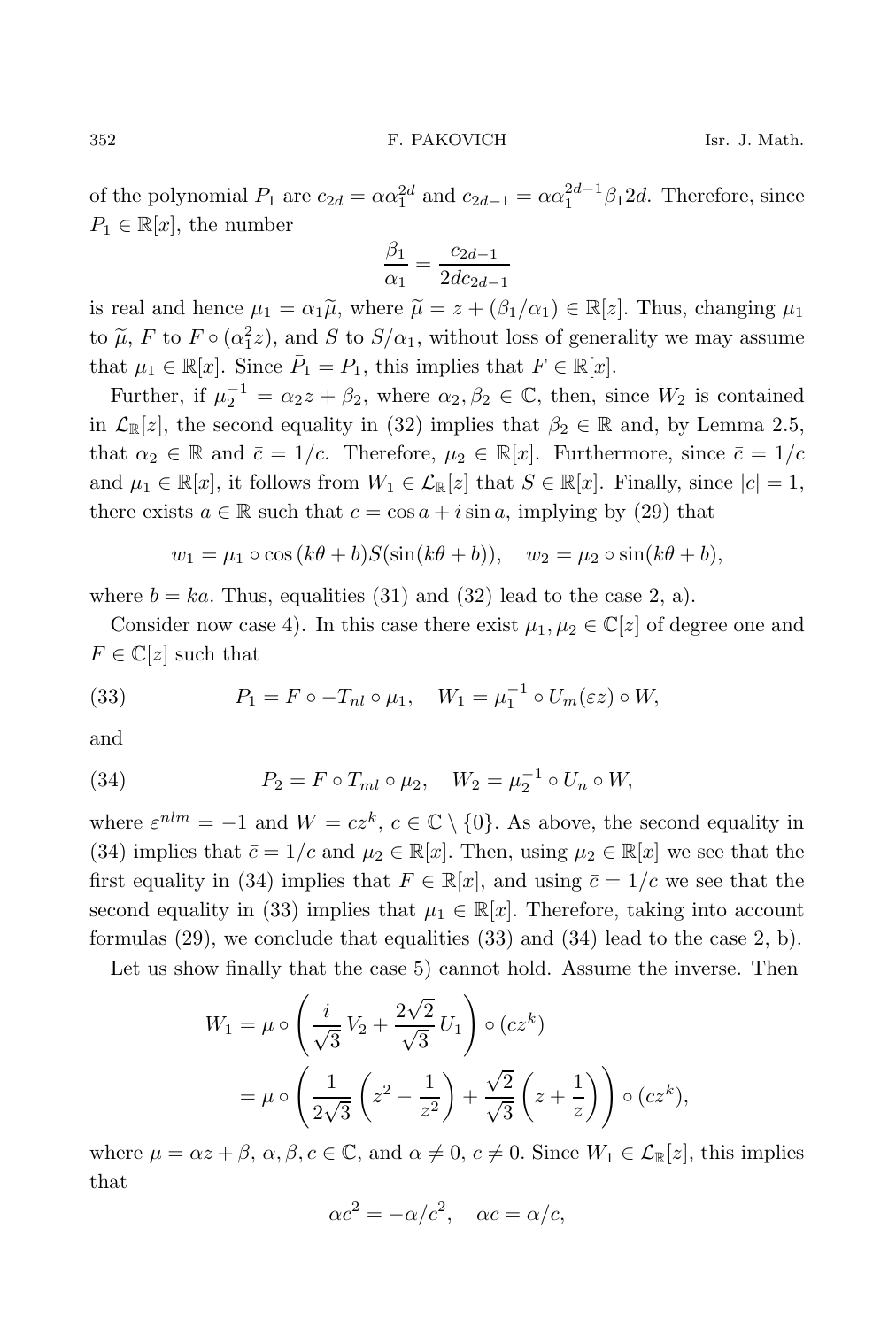of the polynomial $P_1$ are $c_{2d} = \alpha\alpha_1^{2d}$ and $c_{2d-1} = \alpha\alpha_1^{2d-1}\beta_1 2d$. Therefore, since $P_1 \in \mathbb{R}[x]$, the number

$$\frac{\beta_1}{\alpha_1} = \frac{c_{2d-1}}{2dc_{2d-1}}$$

is real and hence $\mu_1 = \alpha_1\widetilde{\mu}$, where $\widetilde{\mu} = z + (\beta_1/\alpha_1) \in \mathbb{R}[z]$. Thus, changing $\mu_1$ to $\widetilde{\mu}$, $F$ to $F \circ (\alpha_1^2 z)$, and $S$ to $S/\alpha_1$, without loss of generality we may assume that $\mu_1 \in \mathbb{R}[x]$. Since $\bar{P}_1 = P_1$, this implies that $F \in \mathbb{R}[x]$.

Further, if $\mu_2^{-1} = \alpha_2 z + \beta_2$, where $\alpha_2, \beta_2 \in \mathbb{C}$, then, since $W_2$ is contained in $\mathcal{L}_{\mathbb{R}}[z]$, the second equality in (32) implies that $\beta_2 \in \mathbb{R}$ and, by Lemma 2.5, that $\alpha_2 \in \mathbb{R}$ and $\bar{c} = 1/c$. Therefore, $\mu_2 \in \mathbb{R}[x]$. Furthermore, since $\bar{c} = 1/c$ and $\mu_1 \in \mathbb{R}[x]$, it follows from $W_1 \in \mathcal{L}_{\mathbb{R}}[z]$ that $S \in \mathbb{R}[x]$. Finally, since $|c| = 1$, there exists $a \in \mathbb{R}$ such that $c = \cos a + i \sin a$, implying by (29) that

$$w_1 = \mu_1 \circ \cos(k\theta + b) S(\sin(k\theta + b)), \quad w_2 = \mu_2 \circ \sin(k\theta + b),$$

where $b = ka$. Thus, equalities (31) and (32) lead to the case 2, a).

Consider now case 4). In this case there exist $\mu_1, \mu_2 \in \mathbb{C}[z]$ of degree one and $F \in \mathbb{C}[z]$ such that

$$P_1 = F \circ -T_{nl} \circ \mu_1, \quad W_1 = \mu_1^{-1} \circ U_m(\varepsilon z) \circ W, \tag{33}$$

and

$$P_2 = F \circ T_{ml} \circ \mu_2, \quad W_2 = \mu_2^{-1} \circ U_n \circ W, \tag{34}$$

where $\varepsilon^{nlm} = -1$ and $W = cz^k$, $c \in \mathbb{C} \setminus \{0\}$. As above, the second equality in (34) implies that $\bar{c} = 1/c$ and $\mu_2 \in \mathbb{R}[x]$. Then, using $\mu_2 \in \mathbb{R}[x]$ we see that the first equality in (34) implies that $F \in \mathbb{R}[x]$, and using $\bar{c} = 1/c$ we see that the second equality in (33) implies that $\mu_1 \in \mathbb{R}[x]$. Therefore, taking into account formulas (29), we conclude that equalities (33) and (34) lead to the case 2, b).

Let us show finally that the case 5) cannot hold. Assume the inverse. Then

$$\begin{aligned}
W_1 &= \mu \circ \left( \frac{i}{\sqrt{3}} V_2 + \frac{2\sqrt{2}}{\sqrt{3}} U_1 \right) \circ (cz^k) \\
&= \mu \circ \left( \frac{1}{2\sqrt{3}} \left( z^2 - \frac{1}{z^2} \right) + \frac{\sqrt{2}}{\sqrt{3}} \left( z + \frac{1}{z} \right) \right) \circ (cz^k),
\end{aligned}$$

where $\mu = \alpha z + \beta$, $\alpha, \beta, c \in \mathbb{C}$, and $\alpha \neq 0$, $c \neq 0$. Since $W_1 \in \mathcal{L}_{\mathbb{R}}[z]$, this implies that

$$\bar{\alpha}\bar{c}^2 = -\alpha/c^2, \quad \bar{\alpha}\bar{c} = \alpha/c,$$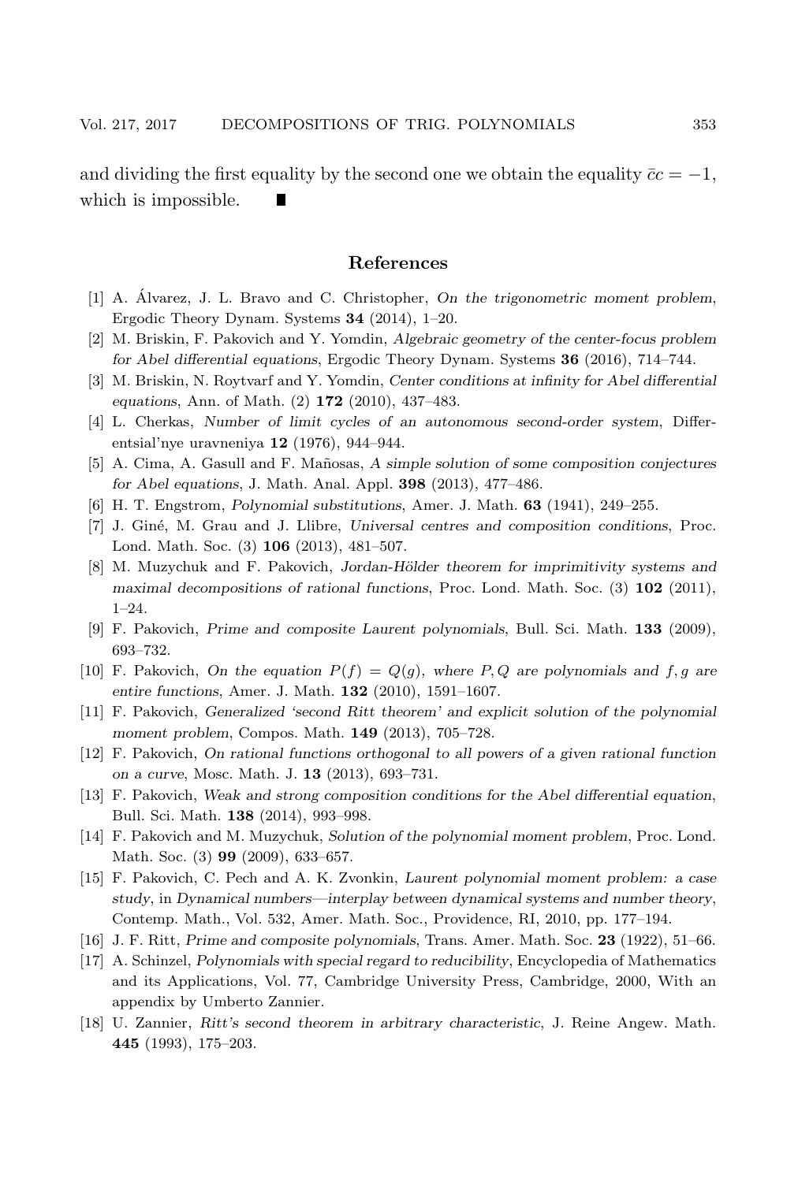and dividing the first equality by the second one we obtain the equality $\bar{c}c = -1$, which is impossible. ∎

## References

[1] A. Álvarez, J. L. Bravo and C. Christopher, *On the trigonometric moment problem*, Ergodic Theory Dynam. Systems **34** (2014), 1–20.

[2] M. Briskin, F. Pakovich and Y. Yomdin, *Algebraic geometry of the center-focus problem for Abel differential equations*, Ergodic Theory Dynam. Systems **36** (2016), 714–744.

[3] M. Briskin, N. Roytvarf and Y. Yomdin, *Center conditions at infinity for Abel differential equations*, Ann. of Math. (2) **172** (2010), 437–483.

[4] L. Cherkas, *Number of limit cycles of an autonomous second-order system*, Differentsial'nye uravneniya **12** (1976), 944–944.

[5] A. Cima, A. Gasull and F. Mañosas, *A simple solution of some composition conjectures for Abel equations*, J. Math. Anal. Appl. **398** (2013), 477–486.

[6] H. T. Engstrom, *Polynomial substitutions*, Amer. J. Math. **63** (1941), 249–255.

[7] J. Giné, M. Grau and J. Llibre, *Universal centres and composition conditions*, Proc. Lond. Math. Soc. (3) **106** (2013), 481–507.

[8] M. Muzychuk and F. Pakovich, *Jordan-Hölder theorem for imprimitivity systems and maximal decompositions of rational functions*, Proc. Lond. Math. Soc. (3) **102** (2011), 1–24.

[9] F. Pakovich, *Prime and composite Laurent polynomials*, Bull. Sci. Math. **133** (2009), 693–732.

[10] F. Pakovich, *On the equation $P(f) = Q(g)$, where $P, Q$ are polynomials and $f, g$ are entire functions*, Amer. J. Math. **132** (2010), 1591–1607.

[11] F. Pakovich, *Generalized 'second Ritt theorem' and explicit solution of the polynomial moment problem*, Compos. Math. **149** (2013), 705–728.

[12] F. Pakovich, *On rational functions orthogonal to all powers of a given rational function on a curve*, Mosc. Math. J. **13** (2013), 693–731.

[13] F. Pakovich, *Weak and strong composition conditions for the Abel differential equation*, Bull. Sci. Math. **138** (2014), 993–998.

[14] F. Pakovich and M. Muzychuk, *Solution of the polynomial moment problem*, Proc. Lond. Math. Soc. (3) **99** (2009), 633–657.

[15] F. Pakovich, C. Pech and A. K. Zvonkin, *Laurent polynomial moment problem: a case study*, in *Dynamical numbers—interplay between dynamical systems and number theory*, Contemp. Math., Vol. 532, Amer. Math. Soc., Providence, RI, 2010, pp. 177–194.

[16] J. F. Ritt, *Prime and composite polynomials*, Trans. Amer. Math. Soc. **23** (1922), 51–66.

[17] A. Schinzel, *Polynomials with special regard to reducibility*, Encyclopedia of Mathematics and its Applications, Vol. 77, Cambridge University Press, Cambridge, 2000, With an appendix by Umberto Zannier.

[18] U. Zannier, *Ritt's second theorem in arbitrary characteristic*, J. Reine Angew. Math. **445** (1993), 175–203.